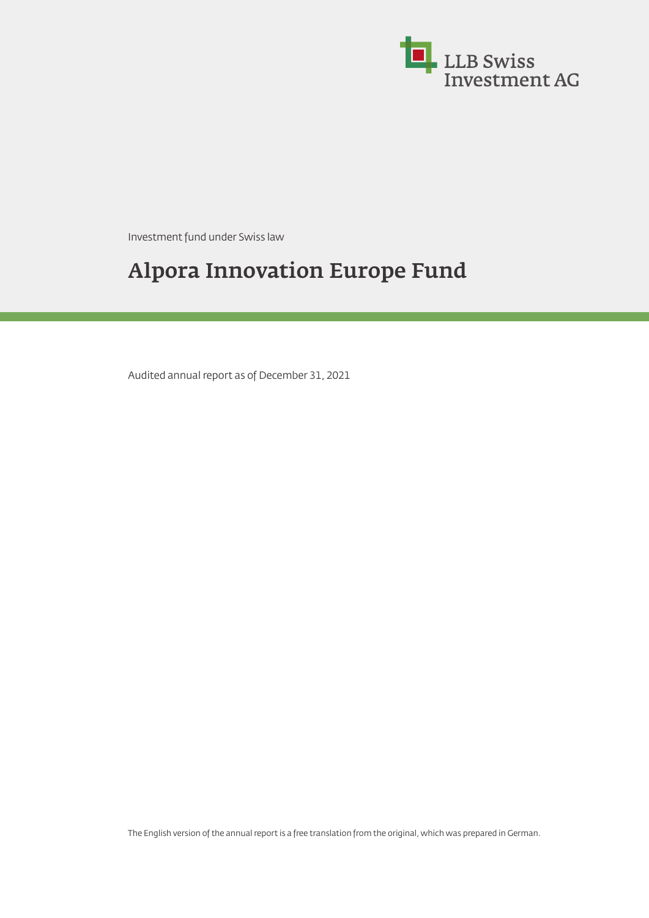LLB Swiss Investment AG

Investment fund under Swiss law

# Alpora Innovation Europe Fund

Audited annual report as of December 31, 2021

The English version of the annual report is a free translation from the original, which was prepared in German.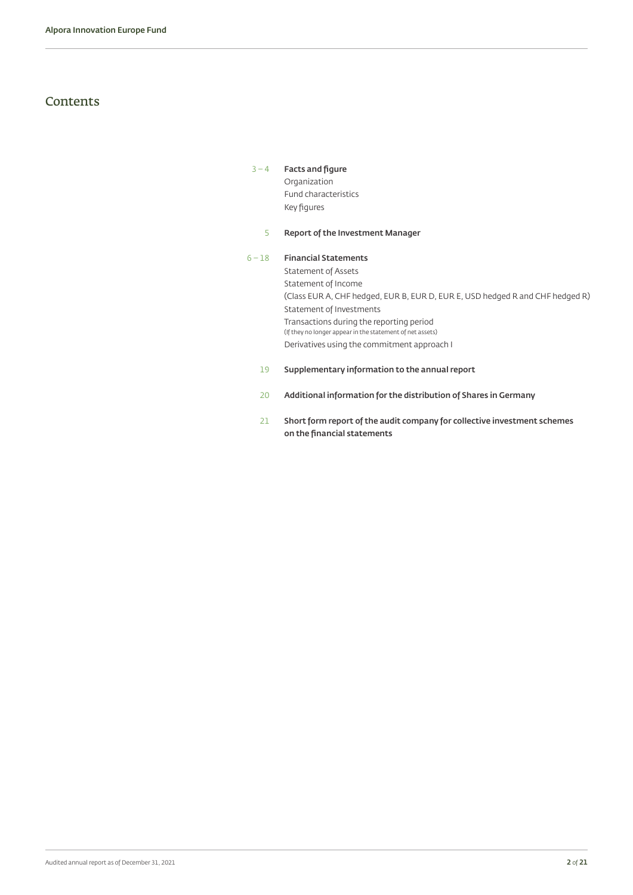# Contents

| | |
|---|---|
| 3 – 4 | **Facts and figure**<br>Organization<br>Fund characteristics<br>Key figures |
| 5 | **Report of the Investment Manager** |
| 6 – 18 | **Financial Statements**<br>Statement of Assets<br>Statement of Income<br>(Class EUR A, CHF hedged, EUR B, EUR D, EUR E, USD hedged R and CHF hedged R)<br>Statement of Investments<br>Transactions during the reporting period<br>(If they no longer appear in the statement of net assets)<br>Derivatives using the commitment approach I |
| 19 | **Supplementary information to the annual report** |
| 20 | **Additional information for the distribution of Shares in Germany** |
| 21 | **Short form report of the audit company for collective investment schemes on the financial statements** |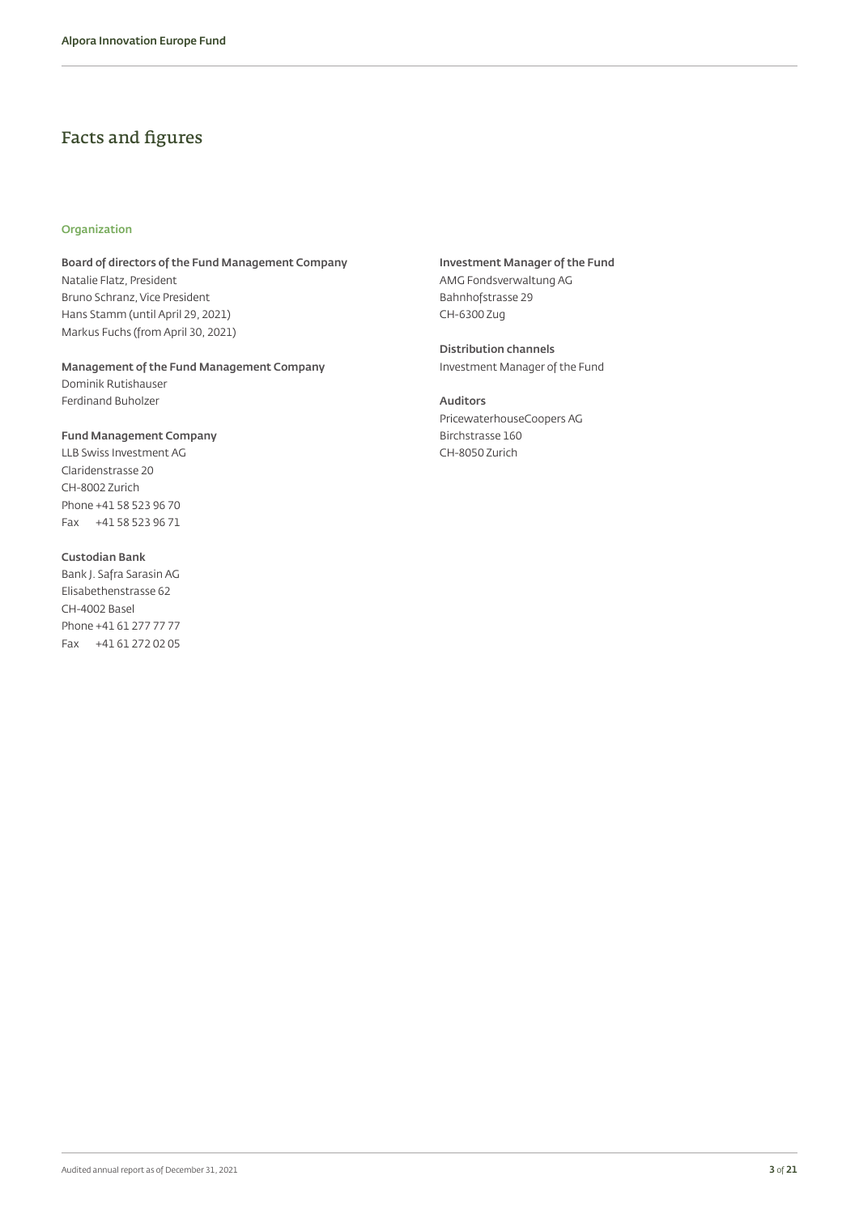# Facts and figures

## Organization

**Board of directors of the Fund Management Company**
Natalie Flatz, President
Bruno Schranz, Vice President
Hans Stamm (until April 29, 2021)
Markus Fuchs (from April 30, 2021)

**Management of the Fund Management Company**
Dominik Rutishauser
Ferdinand Buholzer

**Fund Management Company**
LLB Swiss Investment AG
Claridenstrasse 20
CH-8002 Zurich
Phone +41 58 523 96 70
Fax +41 58 523 96 71

**Custodian Bank**
Bank J. Safra Sarasin AG
Elisabethenstrasse 62
CH-4002 Basel
Phone +41 61 277 77 77
Fax +41 61 272 02 05

**Investment Manager of the Fund**
AMG Fondsverwaltung AG
Bahnhofstrasse 29
CH-6300 Zug

**Distribution channels**
Investment Manager of the Fund

**Auditors**
PricewaterhouseCoopers AG
Birchstrasse 160
CH-8050 Zurich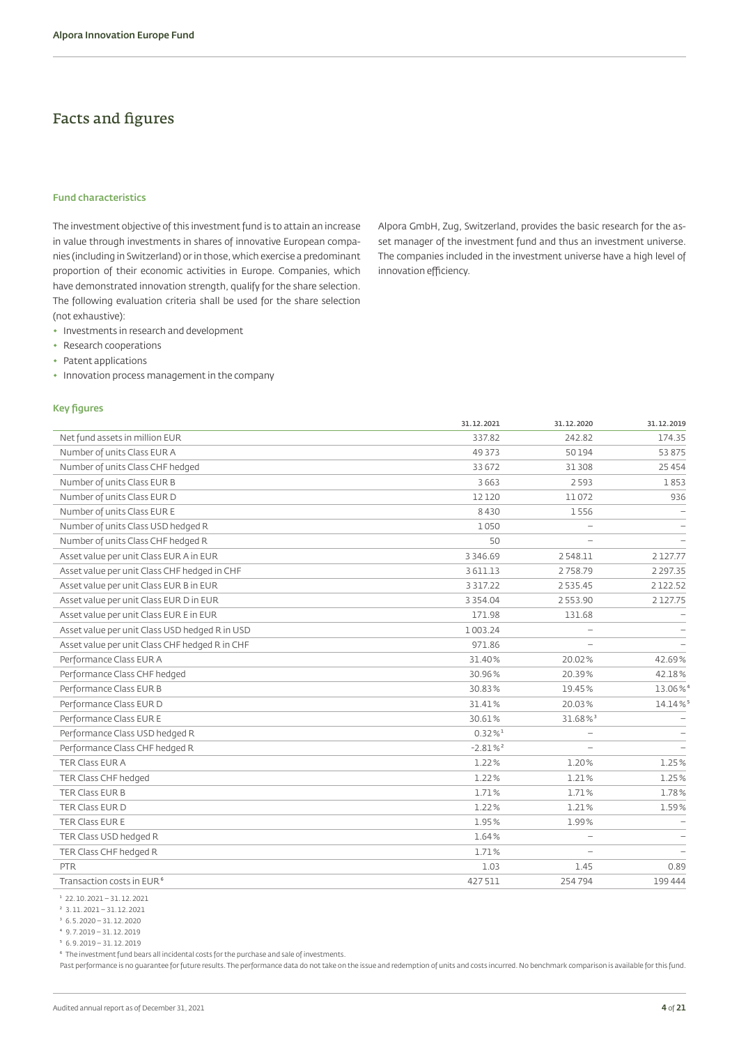# Facts and figures

### Fund characteristics

The investment objective of this investment fund is to attain an increase in value through investments in shares of innovative European companies (including in Switzerland) or in those, which exercise a predominant proportion of their economic activities in Europe. Companies, which have demonstrated innovation strength, qualify for the share selection. The following evaluation criteria shall be used for the share selection (not exhaustive):

- Investments in research and development
- Research cooperations
- Patent applications
- Innovation process management in the company

Alpora GmbH, Zug, Switzerland, provides the basic research for the asset manager of the investment fund and thus an investment universe. The companies included in the investment universe have a high level of innovation efficiency.

### Key figures

| | 31.12.2021 | 31.12.2020 | 31.12.2019 |
|---|---|---|---|
| Net fund assets in million EUR | 337.82 | 242.82 | 174.35 |
| Number of units Class EUR A | 49 373 | 50 194 | 53 875 |
| Number of units Class CHF hedged | 33 672 | 31 308 | 25 454 |
| Number of units Class EUR B | 3 663 | 2 593 | 1 853 |
| Number of units Class EUR D | 12 120 | 11 072 | 936 |
| Number of units Class EUR E | 8 430 | 1 556 | – |
| Number of units Class USD hedged R | 1 050 | – | – |
| Number of units Class CHF hedged R | 50 | – | – |
| Asset value per unit Class EUR A in EUR | 3 346.69 | 2 548.11 | 2 127.77 |
| Asset value per unit Class CHF hedged in CHF | 3 611.13 | 2 758.79 | 2 297.35 |
| Asset value per unit Class EUR B in EUR | 3 317.22 | 2 535.45 | 2 122.52 |
| Asset value per unit Class EUR D in EUR | 3 354.04 | 2 553.90 | 2 127.75 |
| Asset value per unit Class EUR E in EUR | 171.98 | 131.68 | – |
| Asset value per unit Class USD hedged R in USD | 1 003.24 | – | – |
| Asset value per unit Class CHF hedged R in CHF | 971.86 | – | – |
| Performance Class EUR A | 31.40% | 20.02% | 42.69% |
| Performance Class CHF hedged | 30.96% | 20.39% | 42.18% |
| Performance Class EUR B | 30.83% | 19.45% | 13.06%[4] |
| Performance Class EUR D | 31.41% | 20.03% | 14.14%[5] |
| Performance Class EUR E | 30.61% | 31.68%[3] | – |
| Performance Class USD hedged R | 0.32%[1] | – | – |
| Performance Class CHF hedged R | -2.81%[2] | – | – |
| TER Class EUR A | 1.22% | 1.20% | 1.25% |
| TER Class CHF hedged | 1.22% | 1.21% | 1.25% |
| TER Class EUR B | 1.71% | 1.71% | 1.78% |
| TER Class EUR D | 1.22% | 1.21% | 1.59% |
| TER Class EUR E | 1.95% | 1.99% | – |
| TER Class USD hedged R | 1.64% | – | – |
| TER Class CHF hedged R | 1.71% | – | – |
| PTR | 1.03 | 1.45 | 0.89 |
| Transaction costs in EUR[6] | 427 511 | 254 794 | 199 444 |

[1] 22.10.2021 – 31.12.2021
[2] 3.11.2021 – 31.12.2021
[3] 6.5.2020 – 31.12.2020
[4] 9.7.2019 – 31.12.2019
[5] 6.9.2019 – 31.12.2019
[6] The investment fund bears all incidental costs for the purchase and sale of investments.

Past performance is no guarantee for future results. The performance data do not take on the issue and redemption of units and costs incurred. No benchmark comparison is available for this fund.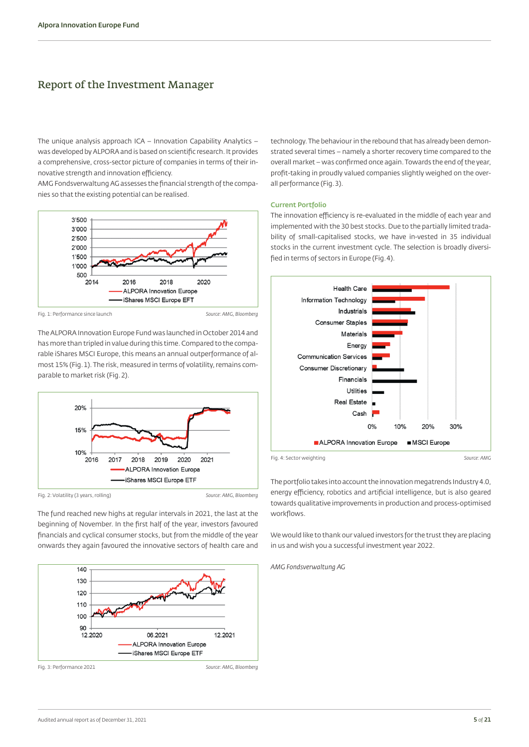## Report of the Investment Manager

The unique analysis approach ICA – Innovation Capability Analytics – was developed by ALPORA and is based on scientific research. It provides a comprehensive, cross-sector picture of companies in terms of their innovative strength and innovation efficiency.
AMG Fondsverwaltung AG assesses the financial strength of the companies so that the existing potential can be realised.

Fig. 1: Performance since launch — Source: AMG, Bloomberg

The ALPORA Innovation Europe Fund was launched in October 2014 and has more than tripled in value during this time. Compared to the comparable iShares MSCI Europe, this means an annual outperformance of almost 15% (Fig. 1). The risk, measured in terms of volatility, remains comparable to market risk (Fig. 2).

Fig. 2: Volatility (3 years, rolling) — Source: AMG, Bloomberg

The fund reached new highs at regular intervals in 2021, the last at the beginning of November. In the first half of the year, investors favoured financials and cyclical consumer stocks, but from the middle of the year onwards they again favoured the innovative sectors of health care and technology. The behaviour in the rebound that has already been demonstrated several times – namely a shorter recovery time compared to the overall market – was confirmed once again. Towards the end of the year, profit-taking in proudly valued companies slightly weighed on the overall performance (Fig. 3).

Fig. 3: Performance 2021 — Source: AMG, Bloomberg

### Current Portfolio

The innovation efficiency is re-evaluated in the middle of each year and implemented with the 30 best stocks. Due to the partially limited tradability of small-capitalised stocks, we have in-vested in 35 individual stocks in the current investment cycle. The selection is broadly diversified in terms of sectors in Europe (Fig. 4).

Fig. 4: Sector weighting — Source: AMG

The portfolio takes into account the innovation megatrends Industry 4.0, energy efficiency, robotics and artificial intelligence, but is also geared towards qualitative improvements in production and process-optimised workflows.

We would like to thank our valued investors for the trust they are placing in us and wish you a successful investment year 2022.

*AMG Fondsverwaltung AG*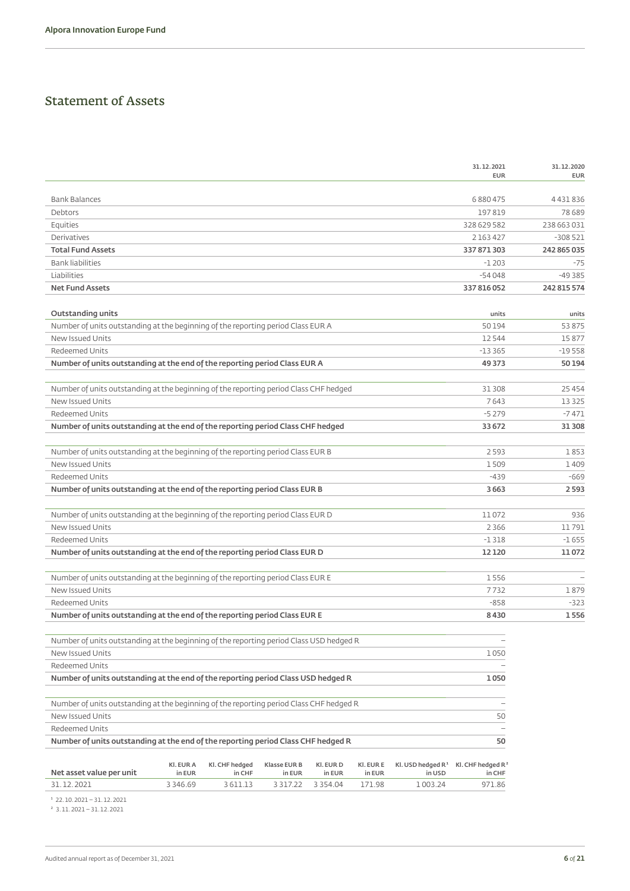## Statement of Assets

| | 31.12.2021 EUR | 31.12.2020 EUR |
|---|---|---|
| Bank Balances | 6 880 475 | 4 431 836 |
| Debtors | 197 819 | 78 689 |
| Equities | 328 629 582 | 238 663 031 |
| Derivatives | 2 163 427 | -308 521 |
| **Total Fund Assets** | **337 871 303** | **242 865 035** |
| Bank liabilities | -1 203 | -75 |
| Liabilities | -54 048 | -49 385 |
| **Net Fund Assets** | **337 816 052** | **242 815 574** |

| **Outstanding units** | units | units |
|---|---|---|
| Number of units outstanding at the beginning of the reporting period Class EUR A | 50 194 | 53 875 |
| New Issued Units | 12 544 | 15 877 |
| Redeemed Units | -13 365 | -19 558 |
| **Number of units outstanding at the end of the reporting period Class EUR A** | **49 373** | **50 194** |
| Number of units outstanding at the beginning of the reporting period Class CHF hedged | 31 308 | 25 454 |
| New Issued Units | 7 643 | 13 325 |
| Redeemed Units | -5 279 | -7 471 |
| **Number of units outstanding at the end of the reporting period Class CHF hedged** | **33 672** | **31 308** |
| Number of units outstanding at the beginning of the reporting period Class EUR B | 2 593 | 1 853 |
| New Issued Units | 1 509 | 1 409 |
| Redeemed Units | -439 | -669 |
| **Number of units outstanding at the end of the reporting period Class EUR B** | **3 663** | **2 593** |
| Number of units outstanding at the beginning of the reporting period Class EUR D | 11 072 | 936 |
| New Issued Units | 2 366 | 11 791 |
| Redeemed Units | -1 318 | -1 655 |
| **Number of units outstanding at the end of the reporting period Class EUR D** | **12 120** | **11 072** |
| Number of units outstanding at the beginning of the reporting period Class EUR E | 1 556 | – |
| New Issued Units | 7 732 | 1 879 |
| Redeemed Units | -858 | -323 |
| **Number of units outstanding at the end of the reporting period Class EUR E** | **8 430** | **1 556** |
| Number of units outstanding at the beginning of the reporting period Class USD hedged R | – | |
| New Issued Units | 1 050 | |
| Redeemed Units | – | |
| **Number of units outstanding at the end of the reporting period Class USD hedged R** | **1 050** | |
| Number of units outstanding at the beginning of the reporting period Class CHF hedged R | – | |
| New Issued Units | 50 | |
| Redeemed Units | – | |
| **Number of units outstanding at the end of the reporting period Class CHF hedged R** | **50** | |

| **Net asset value per unit** | Kl. EUR A in EUR | Kl. CHF hedged in CHF | Klasse EUR B in EUR | Kl. EUR D in EUR | Kl. EUR E in EUR | Kl. USD hedged R[1] in USD | Kl. CHF hedged R[2] in CHF |
|---|---|---|---|---|---|---|---|
| 31.12.2021 | 3 346.69 | 3 611.13 | 3 317.22 | 3 354.04 | 171.98 | 1 003.24 | 971.86 |

[1] 22.10.2021 – 31.12.2021

[2] 3.11.2021 – 31.12.2021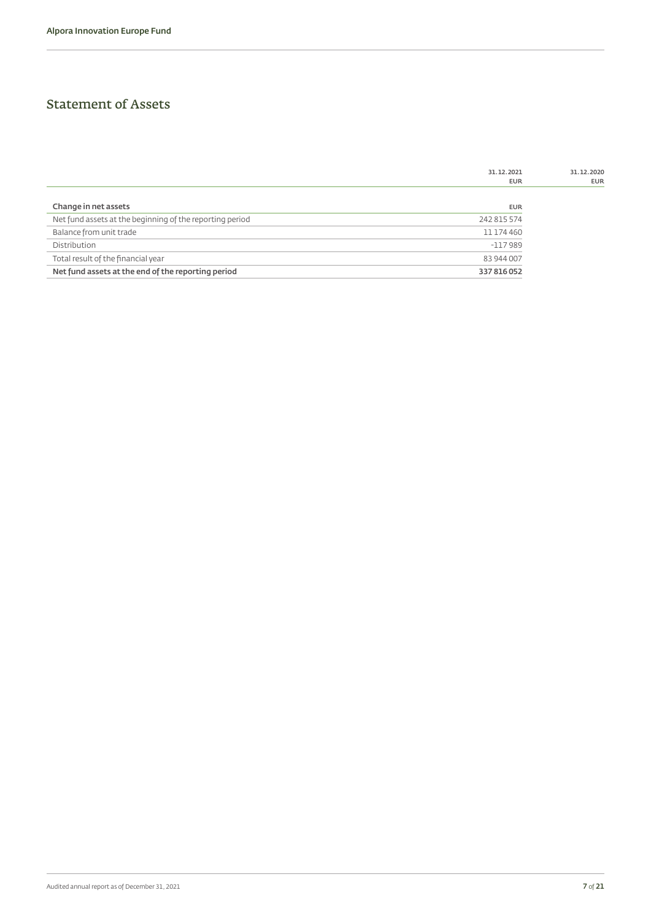## Statement of Assets

| | 31.12.2021 EUR | 31.12.2020 EUR |
|---|---|---|
| **Change in net assets** | EUR | |
| Net fund assets at the beginning of the reporting period | 242 815 574 | |
| Balance from unit trade | 11 174 460 | |
| Distribution | -117 989 | |
| Total result of the financial year | 83 944 007 | |
| **Net fund assets at the end of the reporting period** | **337 816 052** | |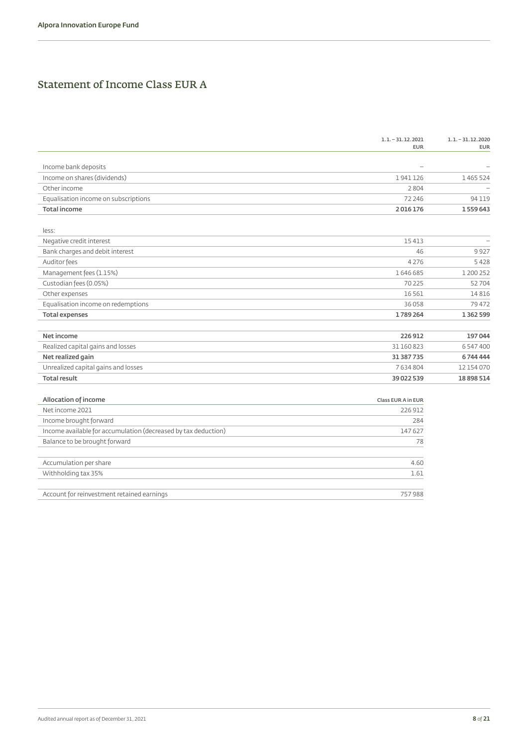# Statement of Income Class EUR A

| | 1.1. – 31.12.2021 EUR | 1.1. – 31.12.2020 EUR |
|---|---|---|
| Income bank deposits | – | – |
| Income on shares (dividends) | 1 941 126 | 1 465 524 |
| Other income | 2 804 | – |
| Equalisation income on subscriptions | 72 246 | 94 119 |
| **Total income** | **2 016 176** | **1 559 643** |
| less: | | |
| Negative credit interest | 15 413 | – |
| Bank charges and debit interest | 46 | 9 927 |
| Auditor fees | 4 276 | 5 428 |
| Management fees (1.15%) | 1 646 685 | 1 200 252 |
| Custodian fees (0.05%) | 70 225 | 52 704 |
| Other expenses | 16 561 | 14 816 |
| Equalisation income on redemptions | 36 058 | 79 472 |
| **Total expenses** | **1 789 264** | **1 362 599** |
| **Net income** | **226 912** | **197 044** |
| Realized capital gains and losses | 31 160 823 | 6 547 400 |
| **Net realized gain** | **31 387 735** | **6 744 444** |
| Unrealized capital gains and losses | 7 634 804 | 12 154 070 |
| **Total result** | **39 022 539** | **18 898 514** |

| **Allocation of income** | Class EUR A in EUR |
|---|---|
| Net income 2021 | 226 912 |
| Income brought forward | 284 |
| Income available for accumulation (decreased by tax deduction) | 147 627 |
| Balance to be brought forward | 78 |
| | |
| Accumulation per share | 4.60 |
| Withholding tax 35% | 1.61 |
| | |
| Account for reinvestment retained earnings | 757 988 |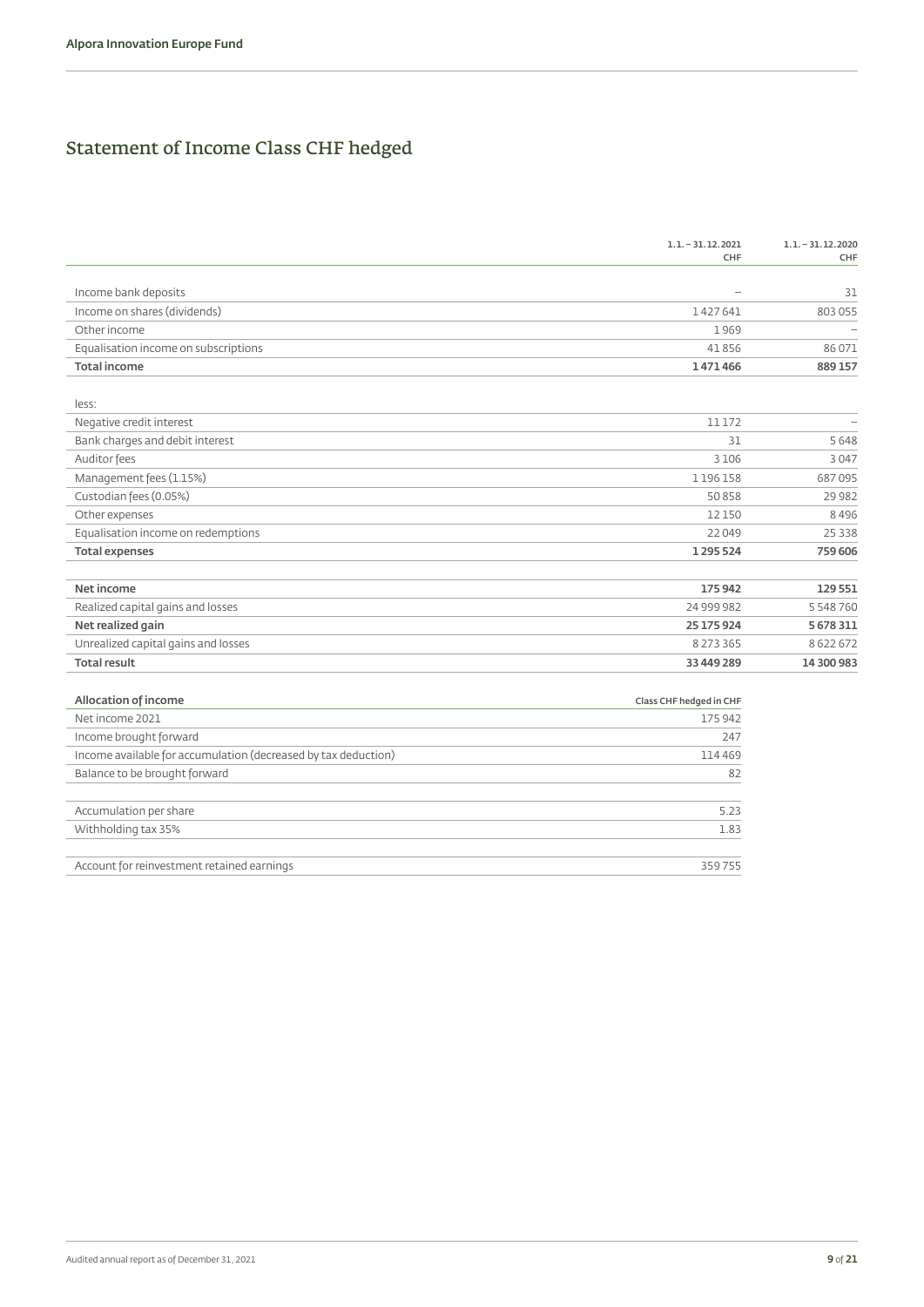# Statement of Income Class CHF hedged

| | 1.1. – 31.12.2021 CHF | 1.1. – 31.12.2020 CHF |
|---|---|---|
| Income bank deposits | – | 31 |
| Income on shares (dividends) | 1 427 641 | 803 055 |
| Other income | 1 969 | – |
| Equalisation income on subscriptions | 41 856 | 86 071 |
| **Total income** | **1 471 466** | **889 157** |
| less: | | |
| Negative credit interest | 11 172 | – |
| Bank charges and debit interest | 31 | 5 648 |
| Auditor fees | 3 106 | 3 047 |
| Management fees (1.15%) | 1 196 158 | 687 095 |
| Custodian fees (0.05%) | 50 858 | 29 982 |
| Other expenses | 12 150 | 8 496 |
| Equalisation income on redemptions | 22 049 | 25 338 |
| **Total expenses** | **1 295 524** | **759 606** |
| **Net income** | **175 942** | **129 551** |
| Realized capital gains and losses | 24 999 982 | 5 548 760 |
| **Net realized gain** | **25 175 924** | **5 678 311** |
| Unrealized capital gains and losses | 8 273 365 | 8 622 672 |
| **Total result** | **33 449 289** | **14 300 983** |

| **Allocation of income** | Class CHF hedged in CHF |
|---|---|
| Net income 2021 | 175 942 |
| Income brought forward | 247 |
| Income available for accumulation (decreased by tax deduction) | 114 469 |
| Balance to be brought forward | 82 |
| Accumulation per share | 5.23 |
| Withholding tax 35% | 1.83 |
| Account for reinvestment retained earnings | 359 755 |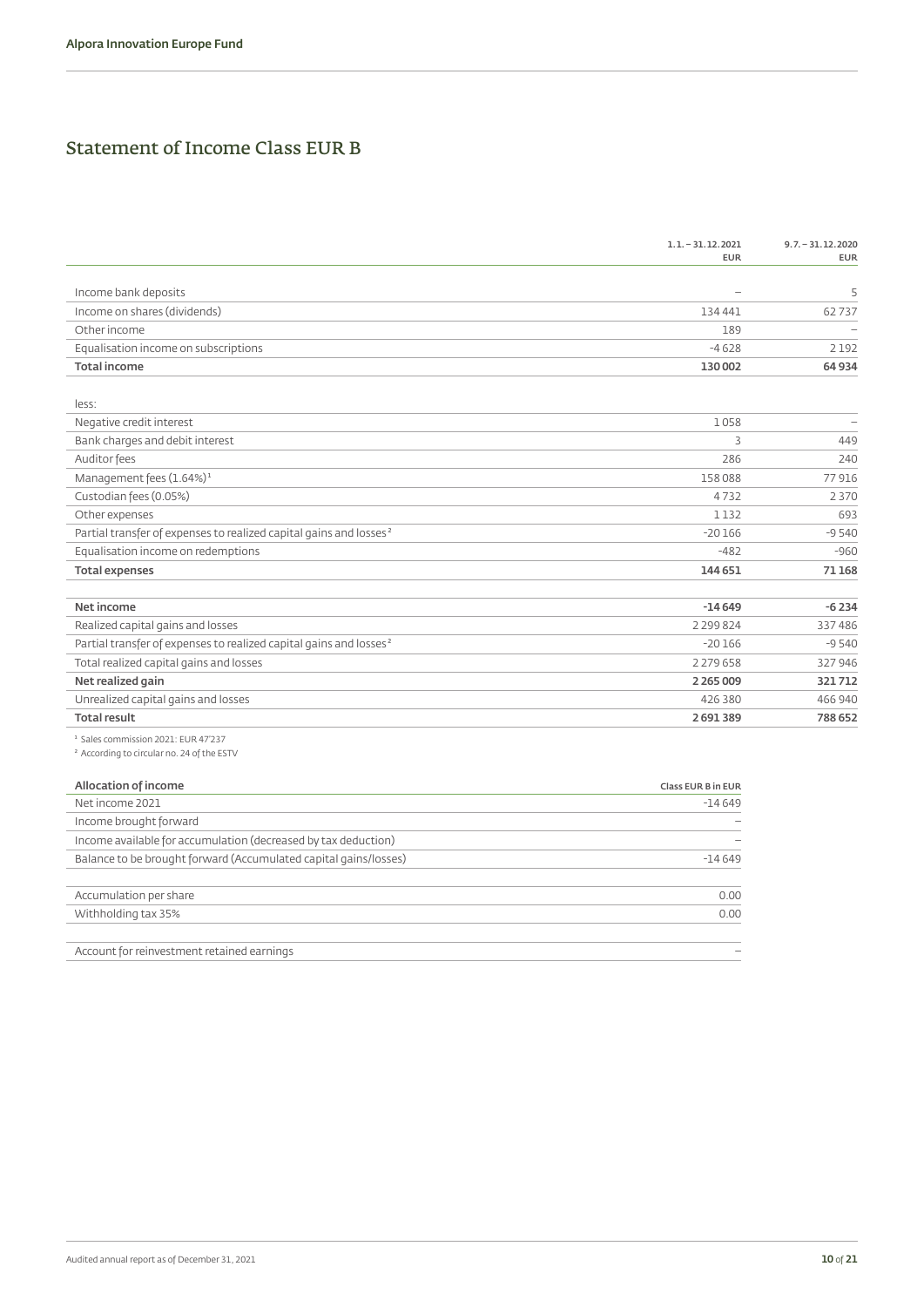## Statement of Income Class EUR B

| | 1.1. – 31.12.2021 EUR | 9.7. – 31.12.2020 EUR |
|---|---|---|
| Income bank deposits | – | 5 |
| Income on shares (dividends) | 134 441 | 62 737 |
| Other income | 189 | – |
| Equalisation income on subscriptions | -4 628 | 2 192 |
| **Total income** | **130 002** | **64 934** |
| less: | | |
| Negative credit interest | 1 058 | – |
| Bank charges and debit interest | 3 | 449 |
| Auditor fees | 286 | 240 |
| Management fees (1.64%)[1] | 158 088 | 77 916 |
| Custodian fees (0.05%) | 4 732 | 2 370 |
| Other expenses | 1 132 | 693 |
| Partial transfer of expenses to realized capital gains and losses[2] | -20 166 | -9 540 |
| Equalisation income on redemptions | -482 | -960 |
| **Total expenses** | **144 651** | **71 168** |
| **Net income** | **-14 649** | **-6 234** |
| Realized capital gains and losses | 2 299 824 | 337 486 |
| Partial transfer of expenses to realized capital gains and losses[2] | -20 166 | -9 540 |
| Total realized capital gains and losses | 2 279 658 | 327 946 |
| **Net realized gain** | **2 265 009** | **321 712** |
| Unrealized capital gains and losses | 426 380 | 466 940 |
| **Total result** | **2 691 389** | **788 652** |

[1] Sales commission 2021: EUR 47'237

[2] According to circular no. 24 of the ESTV

| **Allocation of income** | Class EUR B in EUR |
|---|---|
| Net income 2021 | -14 649 |
| Income brought forward | – |
| Income available for accumulation (decreased by tax deduction) | – |
| Balance to be brought forward (Accumulated capital gains/losses) | -14 649 |
| Accumulation per share | 0.00 |
| Withholding tax 35% | 0.00 |
| Account for reinvestment retained earnings | – |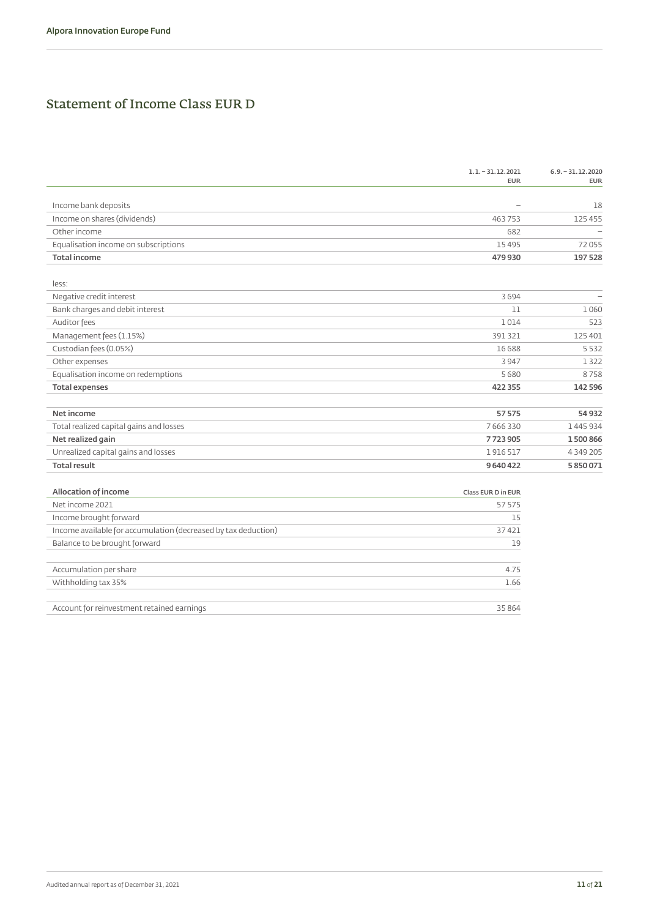# Statement of Income Class EUR D

| | 1.1. – 31.12.2021 EUR | 6.9. – 31.12.2020 EUR |
|---|---|---|
| Income bank deposits | – | 18 |
| Income on shares (dividends) | 463 753 | 125 455 |
| Other income | 682 | – |
| Equalisation income on subscriptions | 15 495 | 72 055 |
| **Total income** | **479 930** | **197 528** |
| less: | | |
| Negative credit interest | 3 694 | – |
| Bank charges and debit interest | 11 | 1 060 |
| Auditor fees | 1 014 | 523 |
| Management fees (1.15%) | 391 321 | 125 401 |
| Custodian fees (0.05%) | 16 688 | 5 532 |
| Other expenses | 3 947 | 1 322 |
| Equalisation income on redemptions | 5 680 | 8 758 |
| **Total expenses** | **422 355** | **142 596** |
| **Net income** | **57 575** | **54 932** |
| Total realized capital gains and losses | 7 666 330 | 1 445 934 |
| **Net realized gain** | **7 723 905** | **1 500 866** |
| Unrealized capital gains and losses | 1 916 517 | 4 349 205 |
| **Total result** | **9 640 422** | **5 850 071** |

| **Allocation of income** | Class EUR D in EUR |
|---|---|
| Net income 2021 | 57 575 |
| Income brought forward | 15 |
| Income available for accumulation (decreased by tax deduction) | 37 421 |
| Balance to be brought forward | 19 |
| Accumulation per share | 4.75 |
| Withholding tax 35% | 1.66 |
| Account for reinvestment retained earnings | 35 864 |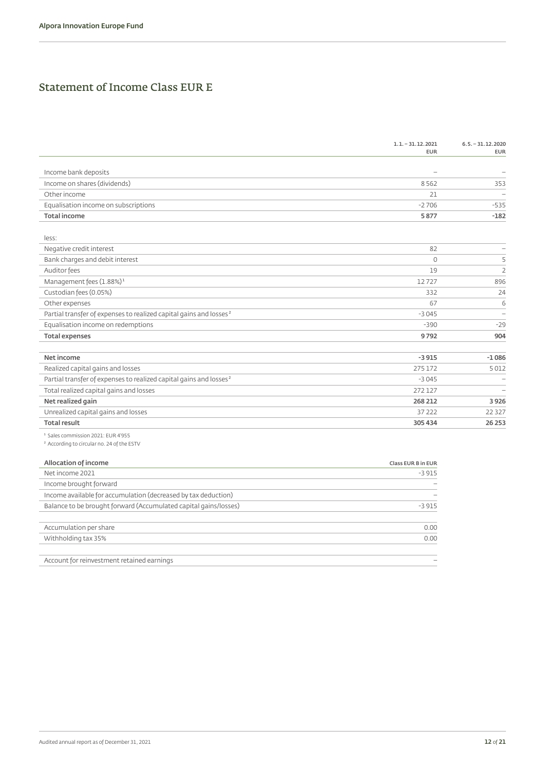# Statement of Income Class EUR E

| | 1.1. – 31.12.2021 EUR | 6.5. – 31.12.2020 EUR |
|---|---|---|
| Income bank deposits | – | – |
| Income on shares (dividends) | 8 562 | 353 |
| Other income | 21 | – |
| Equalisation income on subscriptions | -2 706 | -535 |
| **Total income** | **5 877** | **-182** |
| less: | | |
| Negative credit interest | 82 | – |
| Bank charges and debit interest | 0 | 5 |
| Auditor fees | 19 | 2 |
| Management fees (1.88%)[1] | 12 727 | 896 |
| Custodian fees (0.05%) | 332 | 24 |
| Other expenses | 67 | 6 |
| Partial transfer of expenses to realized capital gains and losses[2] | -3 045 | – |
| Equalisation income on redemptions | -390 | -29 |
| **Total expenses** | **9 792** | **904** |
| **Net income** | **-3 915** | **-1 086** |
| Realized capital gains and losses | 275 172 | 5 012 |
| Partial transfer of expenses to realized capital gains and losses[2] | -3 045 | – |
| Total realized capital gains and losses | 272 127 | – |
| **Net realized gain** | **268 212** | **3 926** |
| Unrealized capital gains and losses | 37 222 | 22 327 |
| **Total result** | **305 434** | **26 253** |

[1] Sales commission 2021: EUR 4'955

[2] According to circular no. 24 of the ESTV

| **Allocation of income** | Class EUR B in EUR |
|---|---|
| Net income 2021 | -3 915 |
| Income brought forward | – |
| Income available for accumulation (decreased by tax deduction) | – |
| Balance to be brought forward (Accumulated capital gains/losses) | -3 915 |
| Accumulation per share | 0.00 |
| Withholding tax 35% | 0.00 |
| Account for reinvestment retained earnings | – |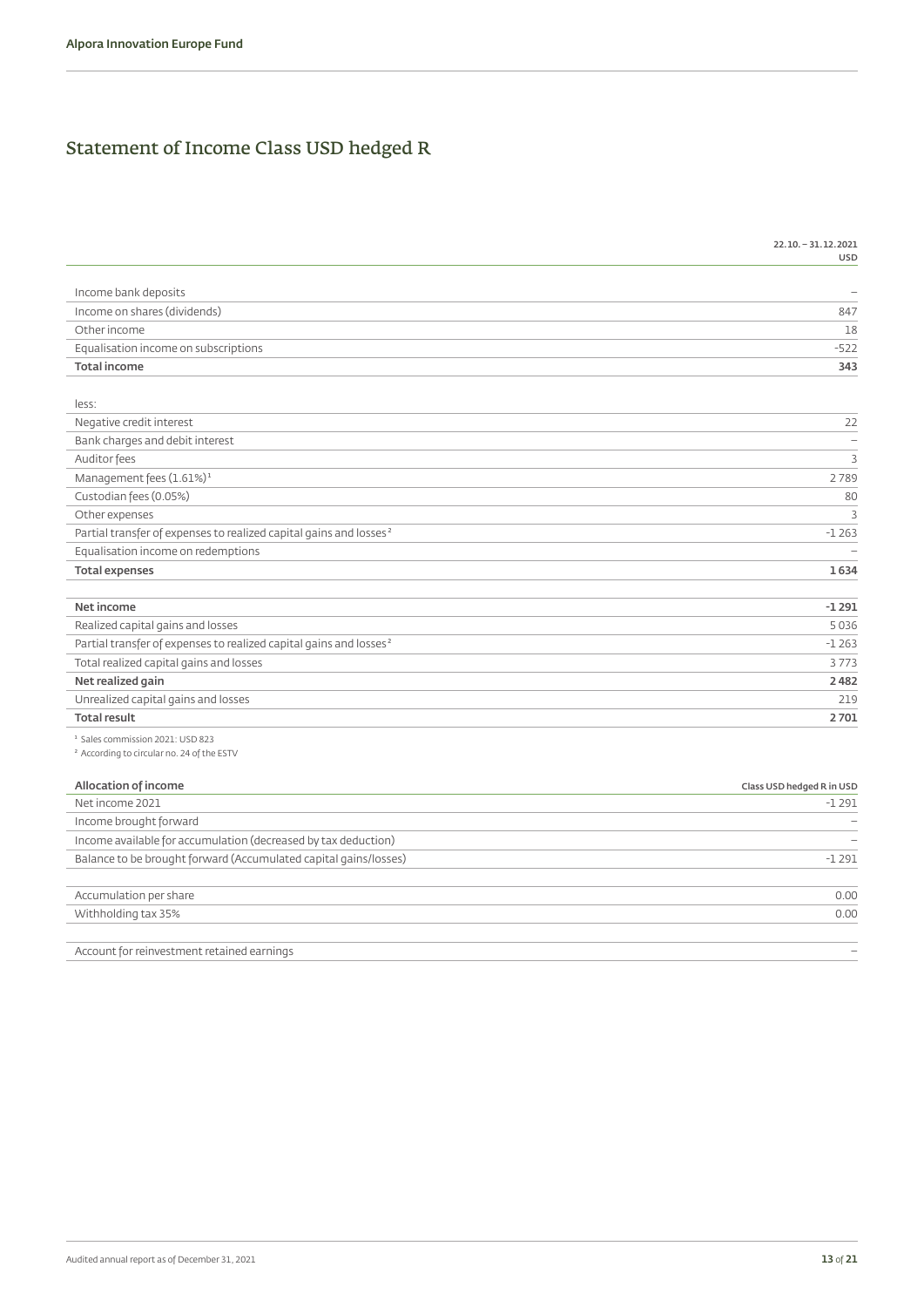# Statement of Income Class USD hedged R

| | 22.10. – 31.12.2021 USD |
|---|---|
| Income bank deposits | – |
| Income on shares (dividends) | 847 |
| Other income | 18 |
| Equalisation income on subscriptions | -522 |
| **Total income** | **343** |
| | |
| less: | |
| Negative credit interest | 22 |
| Bank charges and debit interest | – |
| Auditor fees | 3 |
| Management fees (1.61%)[1] | 2 789 |
| Custodian fees (0.05%) | 80 |
| Other expenses | 3 |
| Partial transfer of expenses to realized capital gains and losses[2] | -1 263 |
| Equalisation income on redemptions | – |
| **Total expenses** | **1 634** |
| | |
| **Net income** | **-1 291** |
| Realized capital gains and losses | 5 036 |
| Partial transfer of expenses to realized capital gains and losses[2] | -1 263 |
| Total realized capital gains and losses | 3 773 |
| **Net realized gain** | **2 482** |
| Unrealized capital gains and losses | 219 |
| **Total result** | **2 701** |

[1] Sales commission 2021: USD 823
[2] According to circular no. 24 of the ESTV

| **Allocation of income** | Class USD hedged R in USD |
|---|---|
| Net income 2021 | -1 291 |
| Income brought forward | – |
| Income available for accumulation (decreased by tax deduction) | – |
| Balance to be brought forward (Accumulated capital gains/losses) | -1 291 |
| | |
| Accumulation per share | 0.00 |
| Withholding tax 35% | 0.00 |
| | |
| Account for reinvestment retained earnings | – |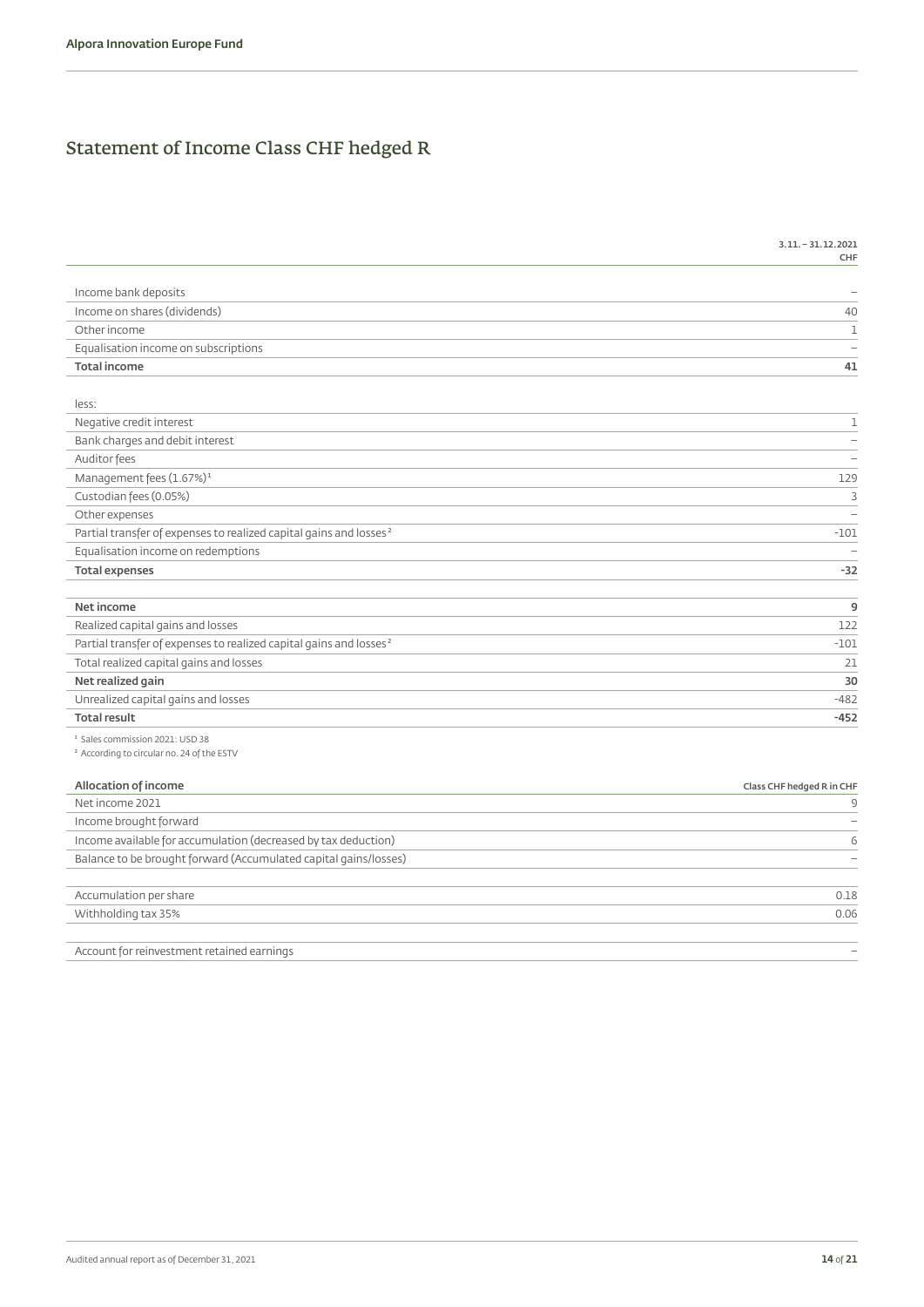# Statement of Income Class CHF hedged R

| | 3.11. – 31.12.2021 CHF |
|---|---|
| Income bank deposits | – |
| Income on shares (dividends) | 40 |
| Other income | 1 |
| Equalisation income on subscriptions | – |
| **Total income** | **41** |
| | |
| less: | |
| Negative credit interest | 1 |
| Bank charges and debit interest | – |
| Auditor fees | – |
| Management fees (1.67%)[1] | 129 |
| Custodian fees (0.05%) | 3 |
| Other expenses | – |
| Partial transfer of expenses to realized capital gains and losses[2] | -101 |
| Equalisation income on redemptions | – |
| **Total expenses** | **-32** |
| | |
| **Net income** | **9** |
| Realized capital gains and losses | 122 |
| Partial transfer of expenses to realized capital gains and losses[2] | -101 |
| Total realized capital gains and losses | 21 |
| **Net realized gain** | **30** |
| Unrealized capital gains and losses | -482 |
| **Total result** | **-452** |

[1] Sales commission 2021: USD 38
[2] According to circular no. 24 of the ESTV

| **Allocation of income** | Class CHF hedged R in CHF |
|---|---|
| Net income 2021 | 9 |
| Income brought forward | – |
| Income available for accumulation (decreased by tax deduction) | 6 |
| Balance to be brought forward (Accumulated capital gains/losses) | – |
| | |
| Accumulation per share | 0.18 |
| Withholding tax 35% | 0.06 |
| | |
| Account for reinvestment retained earnings | – |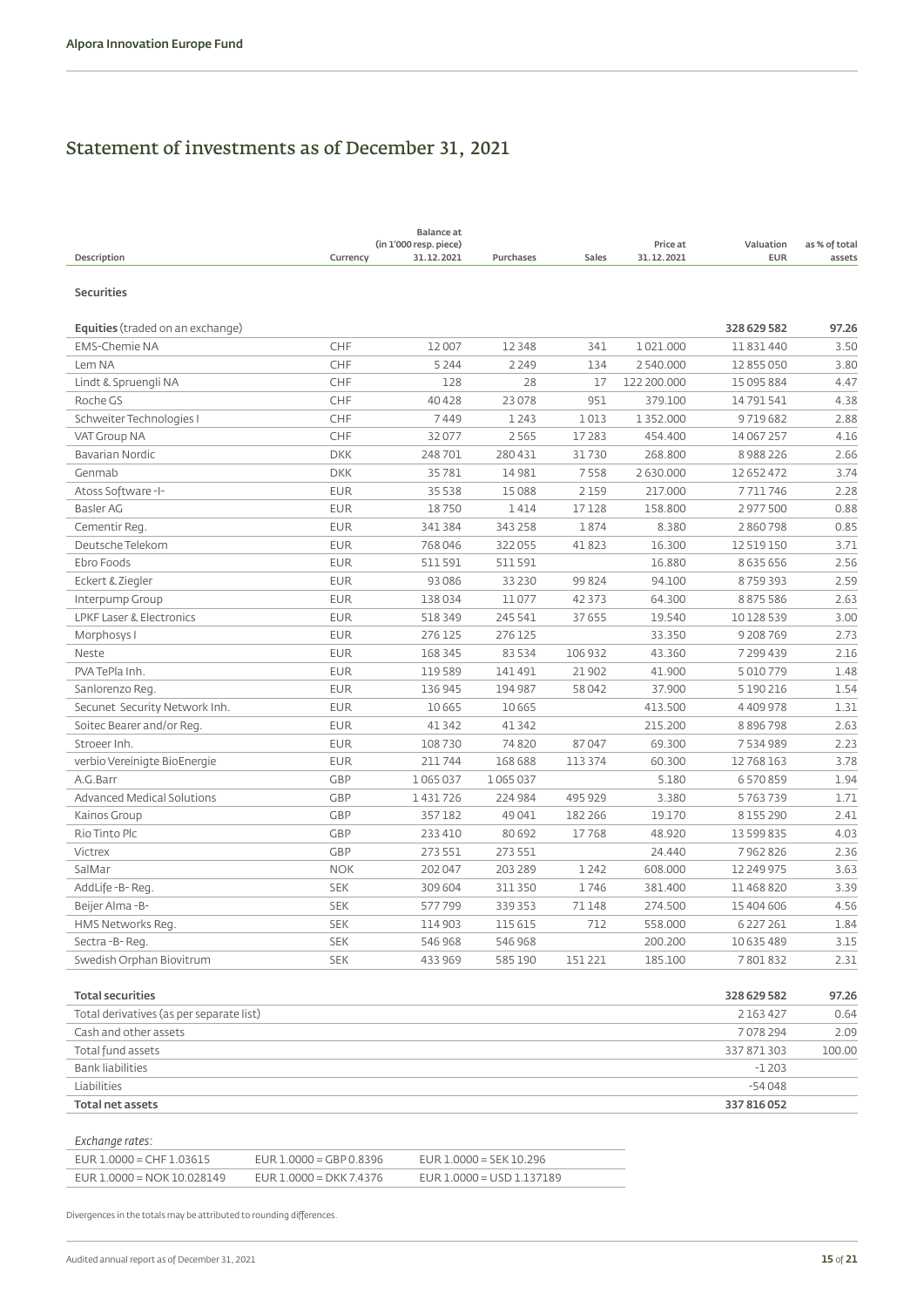## Statement of investments as of December 31, 2021

| Description | Currency | Balance at (in 1'000 resp. piece) 31.12.2021 | Purchases | Sales | Price at 31.12.2021 | Valuation EUR | as % of total assets |
|---|---|---|---|---|---|---|---|
| **Securities** | | | | | | | |
| **Equities** (traded on an exchange) | | | | | | **328 629 582** | **97.26** |
| EMS-Chemie NA | CHF | 12 007 | 12 348 | 341 | 1 021.000 | 11 831 440 | 3.50 |
| Lem NA | CHF | 5 244 | 2 249 | 134 | 2 540.000 | 12 855 050 | 3.80 |
| Lindt & Spruengli NA | CHF | 128 | 28 | 17 | 122 200.000 | 15 095 884 | 4.47 |
| Roche GS | CHF | 40 428 | 23 078 | 951 | 379.100 | 14 791 541 | 4.38 |
| Schweiter Technologies I | CHF | 7 449 | 1 243 | 1 013 | 1 352.000 | 9 719 682 | 2.88 |
| VAT Group NA | CHF | 32 077 | 2 565 | 17 283 | 454.400 | 14 067 257 | 4.16 |
| Bavarian Nordic | DKK | 248 701 | 280 431 | 31 730 | 268.800 | 8 988 226 | 2.66 |
| Genmab | DKK | 35 781 | 14 981 | 7 558 | 2 630.000 | 12 652 472 | 3.74 |
| Atoss Software -I- | EUR | 35 538 | 15 088 | 2 159 | 217.000 | 7 711 746 | 2.28 |
| Basler AG | EUR | 18 750 | 1 414 | 17 128 | 158.800 | 2 977 500 | 0.88 |
| Cementir Reg. | EUR | 341 384 | 343 258 | 1 874 | 8.380 | 2 860 798 | 0.85 |
| Deutsche Telekom | EUR | 768 046 | 322 055 | 41 823 | 16.300 | 12 519 150 | 3.71 |
| Ebro Foods | EUR | 511 591 | 511 591 | | 16.880 | 8 635 656 | 2.56 |
| Eckert & Ziegler | EUR | 93 086 | 33 230 | 99 824 | 94.100 | 8 759 393 | 2.59 |
| Interpump Group | EUR | 138 034 | 11 077 | 42 373 | 64.300 | 8 875 586 | 2.63 |
| LPKF Laser & Electronics | EUR | 518 349 | 245 541 | 37 655 | 19.540 | 10 128 539 | 3.00 |
| Morphosys I | EUR | 276 125 | 276 125 | | 33.350 | 9 208 769 | 2.73 |
| Neste | EUR | 168 345 | 83 534 | 106 932 | 43.360 | 7 299 439 | 2.16 |
| PVA TePla Inh. | EUR | 119 589 | 141 491 | 21 902 | 41.900 | 5 010 779 | 1.48 |
| Sanlorenzo Reg. | EUR | 136 945 | 194 987 | 58 042 | 37.900 | 5 190 216 | 1.54 |
| Secunet Security Network Inh. | EUR | 10 665 | 10 665 | | 413.500 | 4 409 978 | 1.31 |
| Soitec Bearer and/or Reg. | EUR | 41 342 | 41 342 | | 215.200 | 8 896 798 | 2.63 |
| Stroeer Inh. | EUR | 108 730 | 74 820 | 87 047 | 69.300 | 7 534 989 | 2.23 |
| verbio Vereinigte BioEnergie | EUR | 211 744 | 168 688 | 113 374 | 60.300 | 12 768 163 | 3.78 |
| A.G.Barr | GBP | 1 065 037 | 1 065 037 | | 5.180 | 6 570 859 | 1.94 |
| Advanced Medical Solutions | GBP | 1 431 726 | 224 984 | 495 929 | 3.380 | 5 763 739 | 1.71 |
| Kainos Group | GBP | 357 182 | 49 041 | 182 266 | 19.170 | 8 155 290 | 2.41 |
| Rio Tinto Plc | GBP | 233 410 | 80 692 | 17 768 | 48.920 | 13 599 835 | 4.03 |
| Victrex | GBP | 273 551 | 273 551 | | 24.440 | 7 962 826 | 2.36 |
| SalMar | NOK | 202 047 | 203 289 | 1 242 | 608.000 | 12 249 975 | 3.63 |
| AddLife -B- Reg. | SEK | 309 604 | 311 350 | 1 746 | 381.400 | 11 468 820 | 3.39 |
| Beijer Alma -B- | SEK | 577 799 | 339 353 | 71 148 | 274.500 | 15 404 606 | 4.56 |
| HMS Networks Reg. | SEK | 114 903 | 115 615 | 712 | 558.000 | 6 227 261 | 1.84 |
| Sectra -B- Reg. | SEK | 546 968 | 546 968 | | 200.200 | 10 635 489 | 3.15 |
| Swedish Orphan Biovitrum | SEK | 433 969 | 585 190 | 151 221 | 185.100 | 7 801 832 | 2.31 |

| | Valuation EUR | as % of total assets |
|---|---|---|
| **Total securities** | **328 629 582** | **97.26** |
| Total derivatives (as per separate list) | 2 163 427 | 0.64 |
| Cash and other assets | 7 078 294 | 2.09 |
| Total fund assets | 337 871 303 | 100.00 |
| Bank liabilities | -1 203 | |
| Liabilities | -54 048 | |
| **Total net assets** | **337 816 052** | |

*Exchange rates:*

| | | |
|---|---|---|
| EUR 1.0000 = CHF 1.03615 | EUR 1.0000 = GBP 0.8396 | EUR 1.0000 = SEK 10.296 |
| EUR 1.0000 = NOK 10.028149 | EUR 1.0000 = DKK 7.4376 | EUR 1.0000 = USD 1.137189 |

Divergences in the totals may be attributed to rounding differences.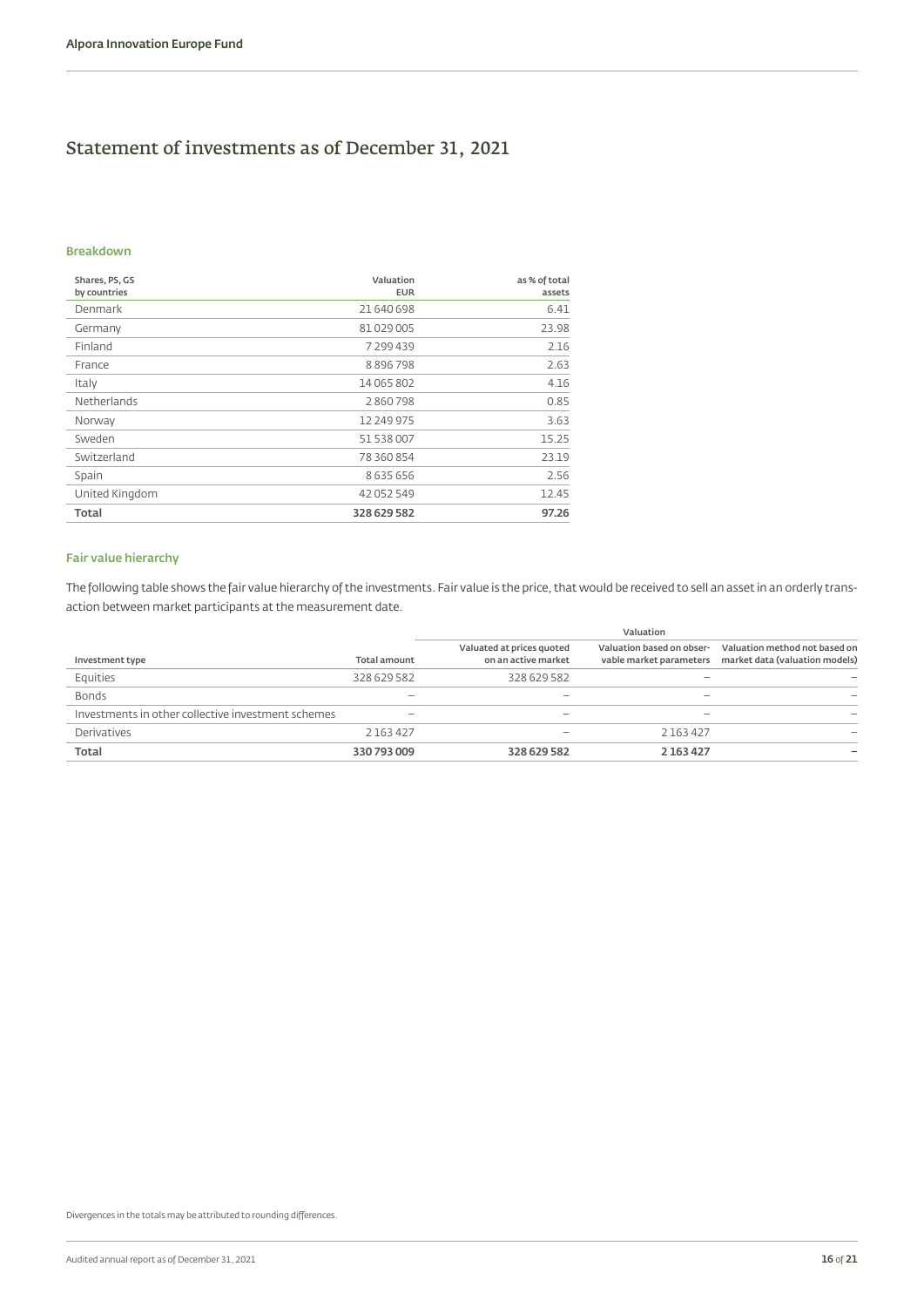# Statement of investments as of December 31, 2021

### Breakdown

| Shares, PS, GS by countries | Valuation EUR | as % of total assets |
|---|---|---|
| Denmark | 21 640 698 | 6.41 |
| Germany | 81 029 005 | 23.98 |
| Finland | 7 299 439 | 2.16 |
| France | 8 896 798 | 2.63 |
| Italy | 14 065 802 | 4.16 |
| Netherlands | 2 860 798 | 0.85 |
| Norway | 12 249 975 | 3.63 |
| Sweden | 51 538 007 | 15.25 |
| Switzerland | 78 360 854 | 23.19 |
| Spain | 8 635 656 | 2.56 |
| United Kingdom | 42 052 549 | 12.45 |
| **Total** | **328 629 582** | **97.26** |

### Fair value hierarchy

The following table shows the fair value hierarchy of the investments. Fair value is the price, that would be received to sell an asset in an orderly transaction between market participants at the measurement date.

| | | Valuation | | |
|---|---|---|---|---|
| Investment type | Total amount | Valuated at prices quoted on an active market | Valuation based on observable market parameters | Valuation method not based on market data (valuation models) |
| Equities | 328 629 582 | 328 629 582 | – | – |
| Bonds | – | – | – | – |
| Investments in other collective investment schemes | – | – | – | – |
| Derivatives | 2 163 427 | – | 2 163 427 | – |
| **Total** | **330 793 009** | **328 629 582** | **2 163 427** | **–** |

Divergences in the totals may be attributed to rounding differences.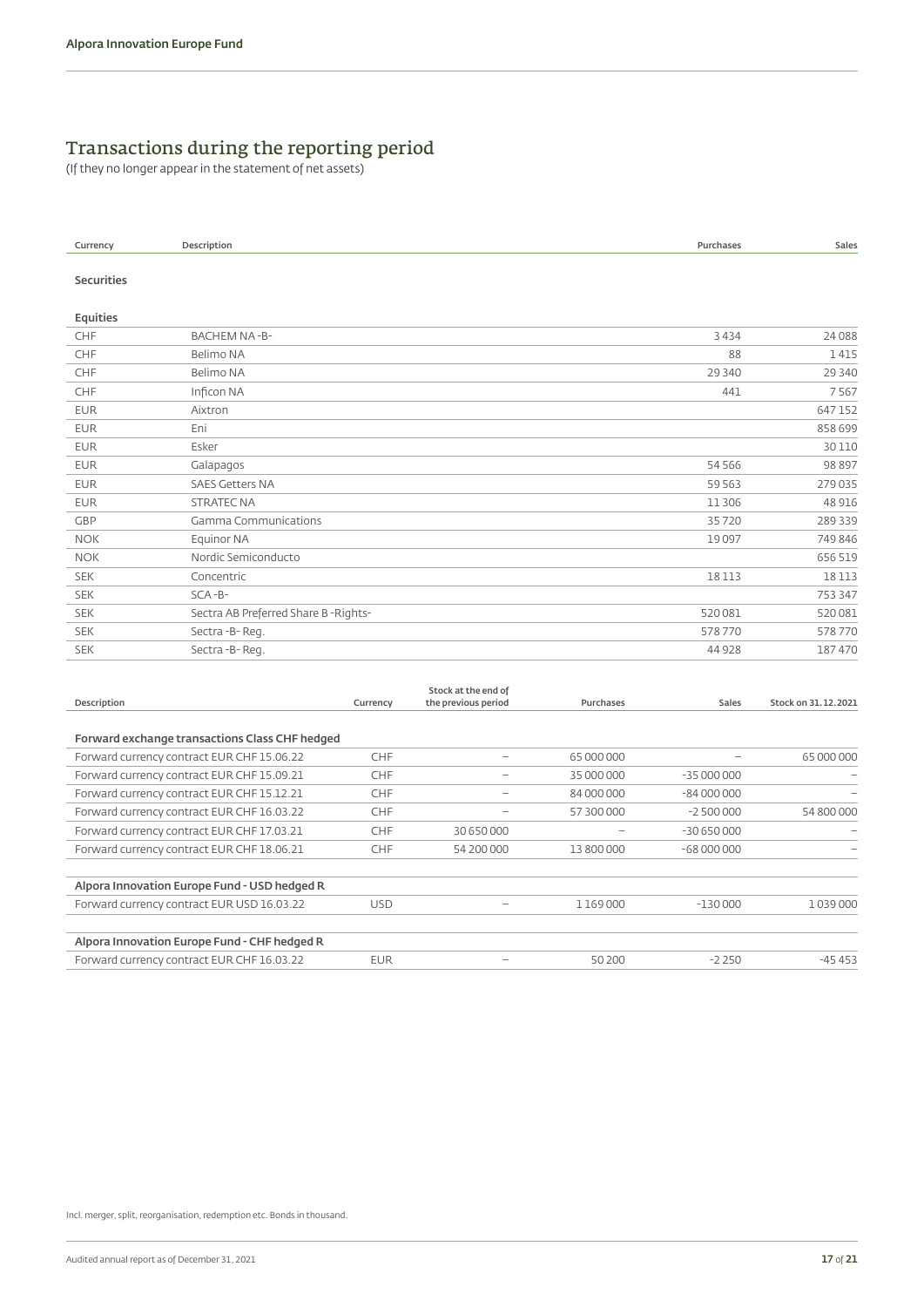# Transactions during the reporting period

(If they no longer appear in the statement of net assets)

| Currency | Description | Purchases | Sales |
|---|---|---|---|
| **Securities** | | | |
| **Equities** | | | |
| CHF | BACHEM NA -B- | 3 434 | 24 088 |
| CHF | Belimo NA | 88 | 1 415 |
| CHF | Belimo NA | 29 340 | 29 340 |
| CHF | Inficon NA | 441 | 7 567 |
| EUR | Aixtron | | 647 152 |
| EUR | Eni | | 858 699 |
| EUR | Esker | | 30 110 |
| EUR | Galapagos | 54 566 | 98 897 |
| EUR | SAES Getters NA | 59 563 | 279 035 |
| EUR | STRATEC NA | 11 306 | 48 916 |
| GBP | Gamma Communications | 35 720 | 289 339 |
| NOK | Equinor NA | 19 097 | 749 846 |
| NOK | Nordic Semiconducto | | 656 519 |
| SEK | Concentric | 18 113 | 18 113 |
| SEK | SCA -B- | | 753 347 |
| SEK | Sectra AB Preferred Share B -Rights- | 520 081 | 520 081 |
| SEK | Sectra -B- Reg. | 578 770 | 578 770 |
| SEK | Sectra -B- Reg. | 44 928 | 187 470 |

| Description | Currency | Stock at the end of the previous period | Purchases | Sales | Stock on 31.12.2021 |
|---|---|---|---|---|---|
| **Forward exchange transactions Class CHF hedged** | | | | | |
| Forward currency contract EUR CHF 15.06.22 | CHF | – | 65 000 000 | – | 65 000 000 |
| Forward currency contract EUR CHF 15.09.21 | CHF | – | 35 000 000 | -35 000 000 | – |
| Forward currency contract EUR CHF 15.12.21 | CHF | – | 84 000 000 | -84 000 000 | – |
| Forward currency contract EUR CHF 16.03.22 | CHF | – | 57 300 000 | -2 500 000 | 54 800 000 |
| Forward currency contract EUR CHF 17.03.21 | CHF | 30 650 000 | – | -30 650 000 | – |
| Forward currency contract EUR CHF 18.06.21 | CHF | 54 200 000 | 13 800 000 | -68 000 000 | – |
| **Alpora Innovation Europe Fund - USD hedged R** | | | | | |
| Forward currency contract EUR USD 16.03.22 | USD | – | 1 169 000 | -130 000 | 1 039 000 |
| **Alpora Innovation Europe Fund - CHF hedged R** | | | | | |
| Forward currency contract EUR CHF 16.03.22 | EUR | – | 50 200 | -2 250 | -45 453 |

Incl. merger, split, reorganisation, redemption etc. Bonds in thousand.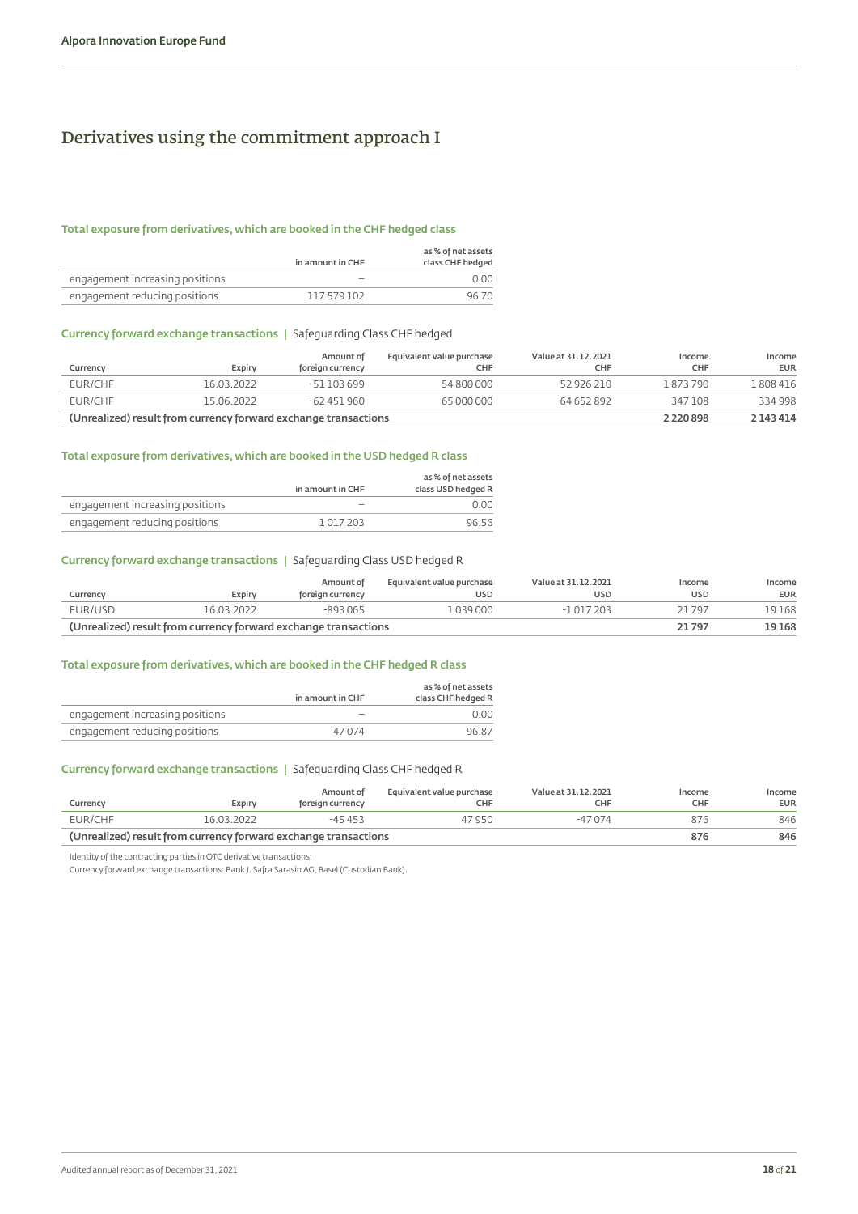# Derivatives using the commitment approach I

### Total exposure from derivatives, which are booked in the CHF hedged class

| | in amount in CHF | as % of net assets class CHF hedged |
|---|---|---|
| engagement increasing positions | – | 0.00 |
| engagement reducing positions | 117 579 102 | 96.70 |

### Currency forward exchange transactions | Safeguarding Class CHF hedged

| Currency | Expiry | Amount of foreign currency | Equivalent value purchase CHF | Value at 31.12.2021 CHF | Income CHF | Income EUR |
|---|---|---|---|---|---|---|
| EUR/CHF | 16.03.2022 | -51 103 699 | 54 800 000 | -52 926 210 | 1 873 790 | 1 808 416 |
| EUR/CHF | 15.06.2022 | -62 451 960 | 65 000 000 | -64 652 892 | 347 108 | 334 998 |
| **(Unrealized) result from currency forward exchange transactions** | | | | | **2 220 898** | **2 143 414** |

### Total exposure from derivatives, which are booked in the USD hedged R class

| | in amount in CHF | as % of net assets class USD hedged R |
|---|---|---|
| engagement increasing positions | – | 0.00 |
| engagement reducing positions | 1 017 203 | 96.56 |

### Currency forward exchange transactions | Safeguarding Class USD hedged R

| Currency | Expiry | Amount of foreign currency | Equivalent value purchase USD | Value at 31.12.2021 USD | Income USD | Income EUR |
|---|---|---|---|---|---|---|
| EUR/USD | 16.03.2022 | -893 065 | 1 039 000 | -1 017 203 | 21 797 | 19 168 |
| **(Unrealized) result from currency forward exchange transactions** | | | | | **21 797** | **19 168** |

### Total exposure from derivatives, which are booked in the CHF hedged R class

| | in amount in CHF | as % of net assets class CHF hedged R |
|---|---|---|
| engagement increasing positions | – | 0.00 |
| engagement reducing positions | 47 074 | 96.87 |

### Currency forward exchange transactions | Safeguarding Class CHF hedged R

| Currency | Expiry | Amount of foreign currency | Equivalent value purchase CHF | Value at 31.12.2021 CHF | Income CHF | Income EUR |
|---|---|---|---|---|---|---|
| EUR/CHF | 16.03.2022 | -45 453 | 47 950 | -47 074 | 876 | 846 |
| **(Unrealized) result from currency forward exchange transactions** | | | | | **876** | **846** |

Identity of the contracting parties in OTC derivative transactions:
Currency forward exchange transactions: Bank J. Safra Sarasin AG, Basel (Custodian Bank).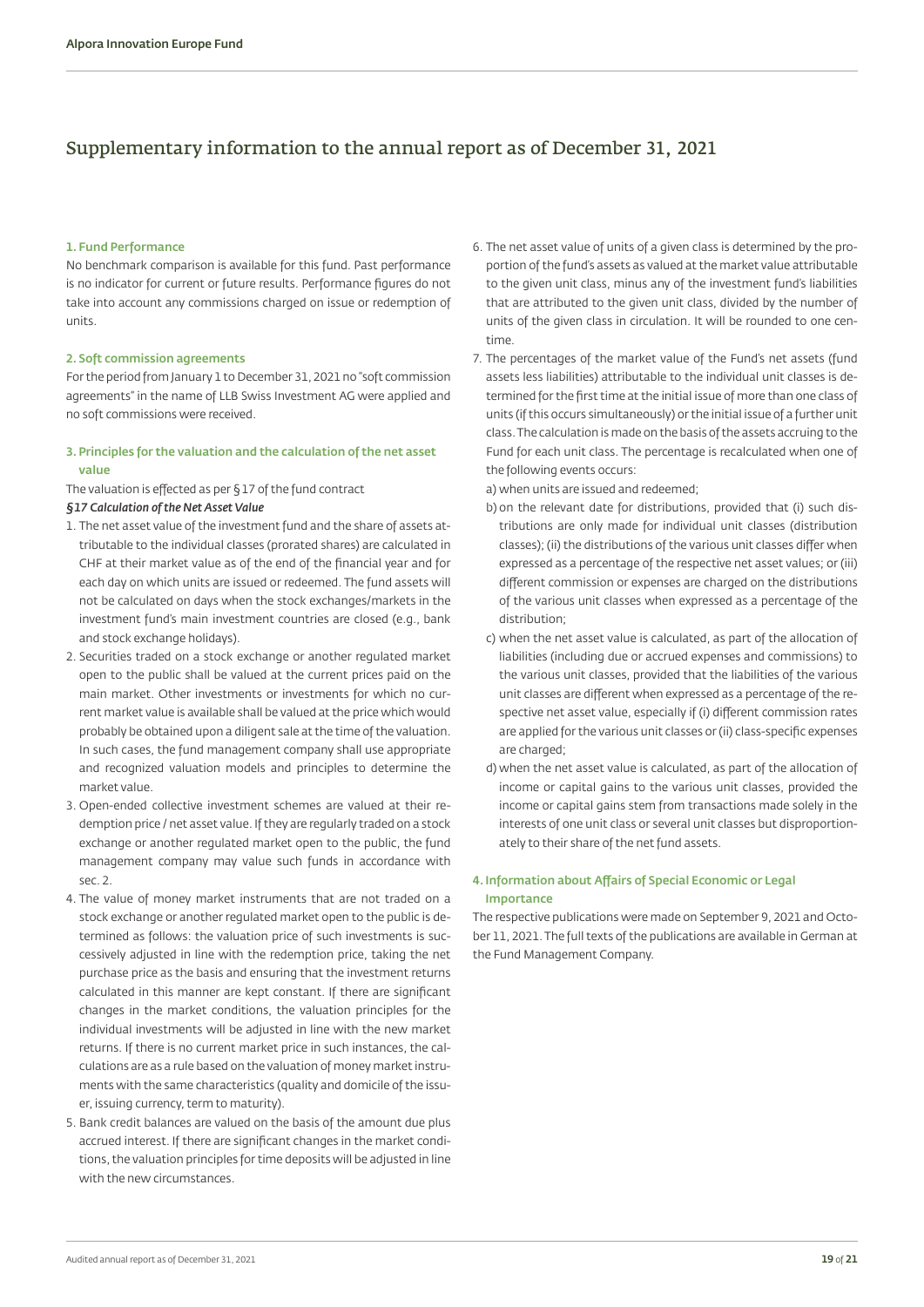# Supplementary information to the annual report as of December 31, 2021

## 1. Fund Performance

No benchmark comparison is available for this fund. Past performance is no indicator for current or future results. Performance figures do not take into account any commissions charged on issue or redemption of units.

## 2. Soft commission agreements

For the period from January 1 to December 31, 2021 no "soft commission agreements" in the name of LLB Swiss Investment AG were applied and no soft commissions were received.

## 3. Principles for the valuation and the calculation of the net asset value

The valuation is effected as per § 17 of the fund contract

***§17 Calculation of the Net Asset Value***

1. The net asset value of the investment fund and the share of assets attributable to the individual classes (prorated shares) are calculated in CHF at their market value as of the end of the financial year and for each day on which units are issued or redeemed. The fund assets will not be calculated on days when the stock exchanges/markets in the investment fund's main investment countries are closed (e.g., bank and stock exchange holidays).
2. Securities traded on a stock exchange or another regulated market open to the public shall be valued at the current prices paid on the main market. Other investments or investments for which no current market value is available shall be valued at the price which would probably be obtained upon a diligent sale at the time of the valuation. In such cases, the fund management company shall use appropriate and recognized valuation models and principles to determine the market value.
3. Open-ended collective investment schemes are valued at their redemption price / net asset value. If they are regularly traded on a stock exchange or another regulated market open to the public, the fund management company may value such funds in accordance with sec. 2.
4. The value of money market instruments that are not traded on a stock exchange or another regulated market open to the public is determined as follows: the valuation price of such investments is successively adjusted in line with the redemption price, taking the net purchase price as the basis and ensuring that the investment returns calculated in this manner are kept constant. If there are significant changes in the market conditions, the valuation principles for the individual investments will be adjusted in line with the new market returns. If there is no current market price in such instances, the calculations are as a rule based on the valuation of money market instruments with the same characteristics (quality and domicile of the issuer, issuing currency, term to maturity).
5. Bank credit balances are valued on the basis of the amount due plus accrued interest. If there are significant changes in the market conditions, the valuation principles for time deposits will be adjusted in line with the new circumstances.
6. The net asset value of units of a given class is determined by the proportion of the fund's assets as valued at the market value attributable to the given unit class, minus any of the investment fund's liabilities that are attributed to the given unit class, divided by the number of units of the given class in circulation. It will be rounded to one centime.
7. The percentages of the market value of the Fund's net assets (fund assets less liabilities) attributable to the individual unit classes is determined for the first time at the initial issue of more than one class of units (if this occurs simultaneously) or the initial issue of a further unit class. The calculation is made on the basis of the assets accruing to the Fund for each unit class. The percentage is recalculated when one of the following events occurs:
   a) when units are issued and redeemed;
   b) on the relevant date for distributions, provided that (i) such distributions are only made for individual unit classes (distribution classes); (ii) the distributions of the various unit classes differ when expressed as a percentage of the respective net asset values; or (iii) different commission or expenses are charged on the distributions of the various unit classes when expressed as a percentage of the distribution;
   c) when the net asset value is calculated, as part of the allocation of liabilities (including due or accrued expenses and commissions) to the various unit classes, provided that the liabilities of the various unit classes are different when expressed as a percentage of the respective net asset value, especially if (i) different commission rates are applied for the various unit classes or (ii) class-specific expenses are charged;
   d) when the net asset value is calculated, as part of the allocation of income or capital gains to the various unit classes, provided the income or capital gains stem from transactions made solely in the interests of one unit class or several unit classes but disproportionately to their share of the net fund assets.

## 4. Information about Affairs of Special Economic or Legal Importance

The respective publications were made on September 9, 2021 and October 11, 2021. The full texts of the publications are available in German at the Fund Management Company.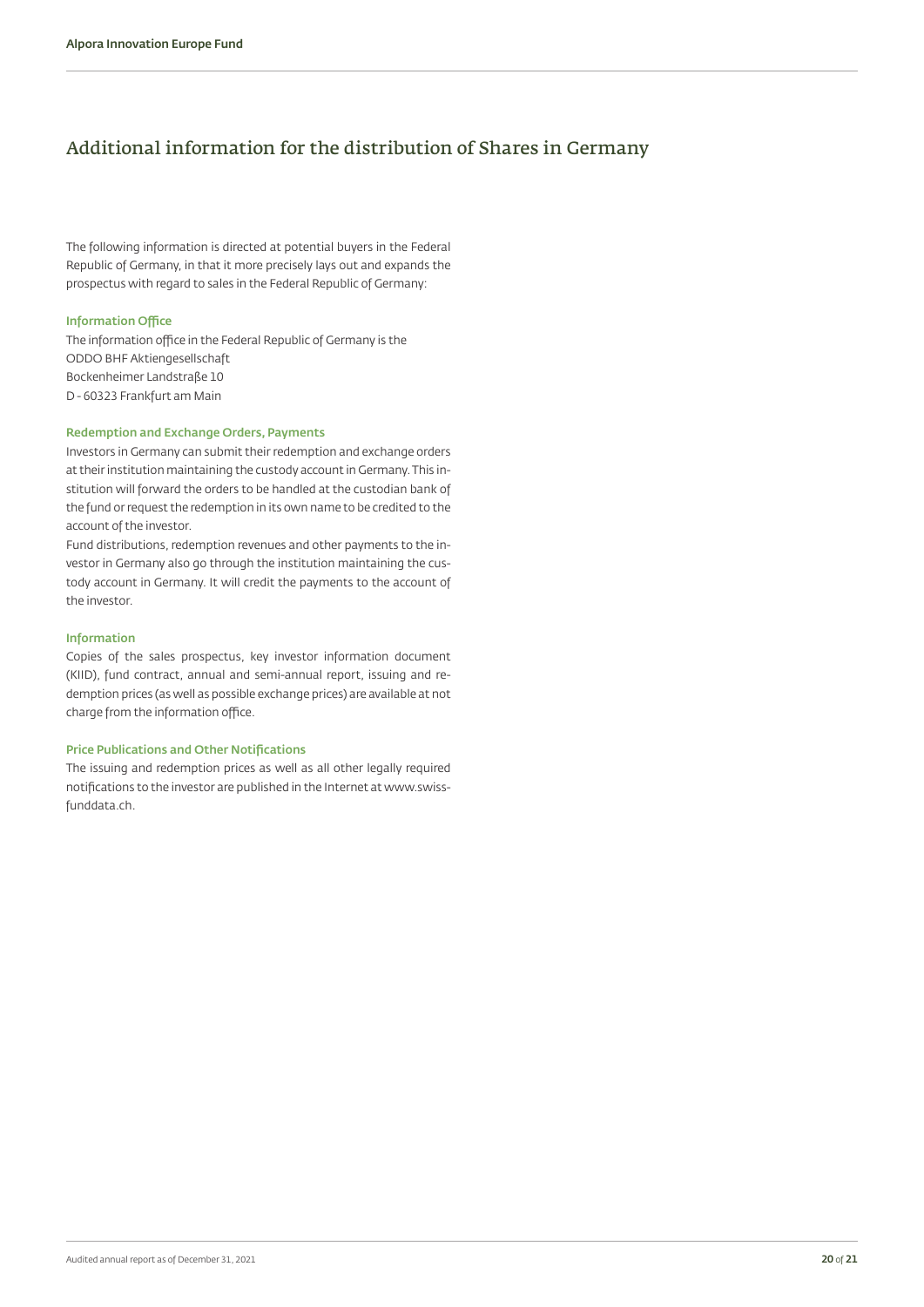# Additional information for the distribution of Shares in Germany

The following information is directed at potential buyers in the Federal Republic of Germany, in that it more precisely lays out and expands the prospectus with regard to sales in the Federal Republic of Germany:

### Information Office

The information office in the Federal Republic of Germany is the
ODDO BHF Aktiengesellschaft
Bockenheimer Landstraße 10
D - 60323 Frankfurt am Main

### Redemption and Exchange Orders, Payments

Investors in Germany can submit their redemption and exchange orders at their institution maintaining the custody account in Germany. This institution will forward the orders to be handled at the custodian bank of the fund or request the redemption in its own name to be credited to the account of the investor.

Fund distributions, redemption revenues and other payments to the investor in Germany also go through the institution maintaining the custody account in Germany. It will credit the payments to the account of the investor.

### Information

Copies of the sales prospectus, key investor information document (KIID), fund contract, annual and semi-annual report, issuing and redemption prices (as well as possible exchange prices) are available at not charge from the information office.

### Price Publications and Other Notifications

The issuing and redemption prices as well as all other legally required notifications to the investor are published in the Internet at www.swissfunddata.ch.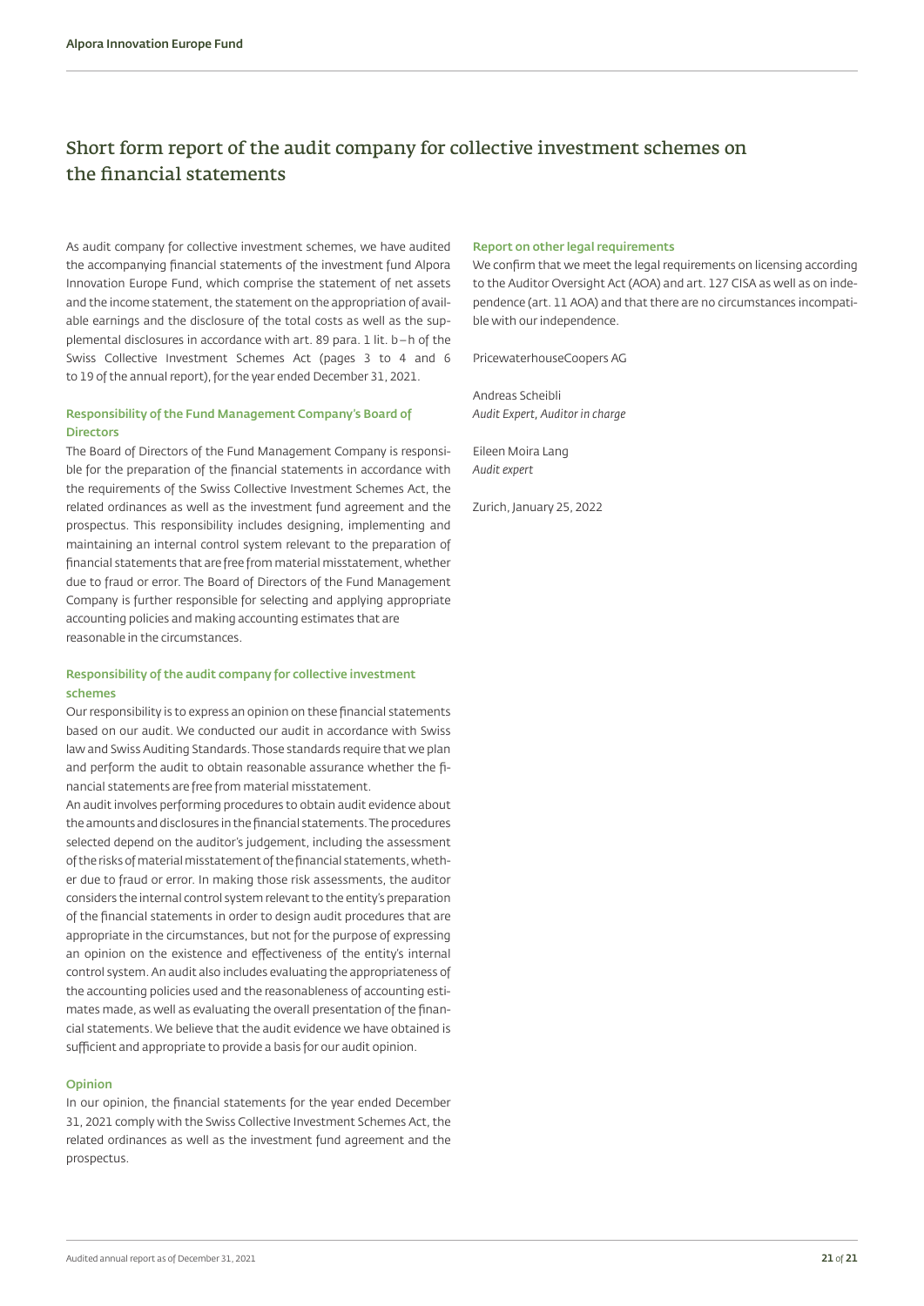# Short form report of the audit company for collective investment schemes on the financial statements

As audit company for collective investment schemes, we have audited the accompanying financial statements of the investment fund Alpora Innovation Europe Fund, which comprise the statement of net assets and the income statement, the statement on the appropriation of available earnings and the disclosure of the total costs as well as the supplemental disclosures in accordance with art. 89 para. 1 lit. b – h of the Swiss Collective Investment Schemes Act (pages 3 to 4 and 6 to 19 of the annual report), for the year ended December 31, 2021.

### Responsibility of the Fund Management Company's Board of Directors

The Board of Directors of the Fund Management Company is responsible for the preparation of the financial statements in accordance with the requirements of the Swiss Collective Investment Schemes Act, the related ordinances as well as the investment fund agreement and the prospectus. This responsibility includes designing, implementing and maintaining an internal control system relevant to the preparation of financial statements that are free from material misstatement, whether due to fraud or error. The Board of Directors of the Fund Management Company is further responsible for selecting and applying appropriate accounting policies and making accounting estimates that are reasonable in the circumstances.

### Responsibility of the audit company for collective investment schemes

Our responsibility is to express an opinion on these financial statements based on our audit. We conducted our audit in accordance with Swiss law and Swiss Auditing Standards. Those standards require that we plan and perform the audit to obtain reasonable assurance whether the financial statements are free from material misstatement.

An audit involves performing procedures to obtain audit evidence about the amounts and disclosures in the financial statements. The procedures selected depend on the auditor's judgement, including the assessment of the risks of material misstatement of the financial statements, whether due to fraud or error. In making those risk assessments, the auditor considers the internal control system relevant to the entity's preparation of the financial statements in order to design audit procedures that are appropriate in the circumstances, but not for the purpose of expressing an opinion on the existence and effectiveness of the entity's internal control system. An audit also includes evaluating the appropriateness of the accounting policies used and the reasonableness of accounting estimates made, as well as evaluating the overall presentation of the financial statements. We believe that the audit evidence we have obtained is sufficient and appropriate to provide a basis for our audit opinion.

### Opinion

In our opinion, the financial statements for the year ended December 31, 2021 comply with the Swiss Collective Investment Schemes Act, the related ordinances as well as the investment fund agreement and the prospectus.

### Report on other legal requirements

We confirm that we meet the legal requirements on licensing according to the Auditor Oversight Act (AOA) and art. 127 CISA as well as on independence (art. 11 AOA) and that there are no circumstances incompatible with our independence.

PricewaterhouseCoopers AG

Andreas Scheibli
*Audit Expert, Auditor in charge*

Eileen Moira Lang
*Audit expert*

Zurich, January 25, 2022